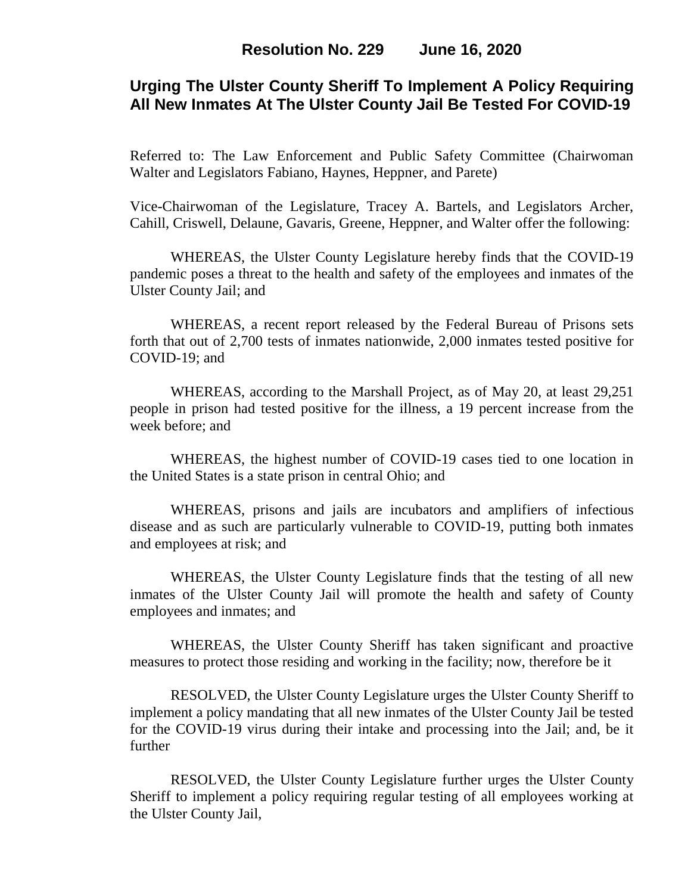**Resolution No. 229 June 16, 2020**

# Urging The Ulster County Sheriff To Implement A Policy Requiring All New Inmates At The Ulster County Jail Be Tested For COVID-19

Referred to: The Law Enforcement and Public Safety Committee (Chairwoman Walter and Legislators Fabiano, Haynes, Heppner, and Parete)

Vice-Chairwoman of the Legislature, Tracey A. Bartels, and Legislators Archer, Cahill, Criswell, Delaune, Gavaris, Greene, Heppner, and Walter offer the following:

WHEREAS, the Ulster County Legislature hereby finds that the COVID-19 pandemic poses a threat to the health and safety of the employees and inmates of the Ulster County Jail; and

WHEREAS, a recent report released by the Federal Bureau of Prisons sets forth that out of 2,700 tests of inmates nationwide, 2,000 inmates tested positive for COVID-19; and

WHEREAS, according to the Marshall Project, as of May 20, at least 29,251 people in prison had tested positive for the illness, a 19 percent increase from the week before; and

WHEREAS, the highest number of COVID-19 cases tied to one location in the United States is a state prison in central Ohio; and

WHEREAS, prisons and jails are incubators and amplifiers of infectious disease and as such are particularly vulnerable to COVID-19, putting both inmates and employees at risk; and

WHEREAS, the Ulster County Legislature finds that the testing of all new inmates of the Ulster County Jail will promote the health and safety of County employees and inmates; and

WHEREAS, the Ulster County Sheriff has taken significant and proactive measures to protect those residing and working in the facility; now, therefore be it

RESOLVED, the Ulster County Legislature urges the Ulster County Sheriff to implement a policy mandating that all new inmates of the Ulster County Jail be tested for the COVID-19 virus during their intake and processing into the Jail; and, be it further

RESOLVED, the Ulster County Legislature further urges the Ulster County Sheriff to implement a policy requiring regular testing of all employees working at the Ulster County Jail,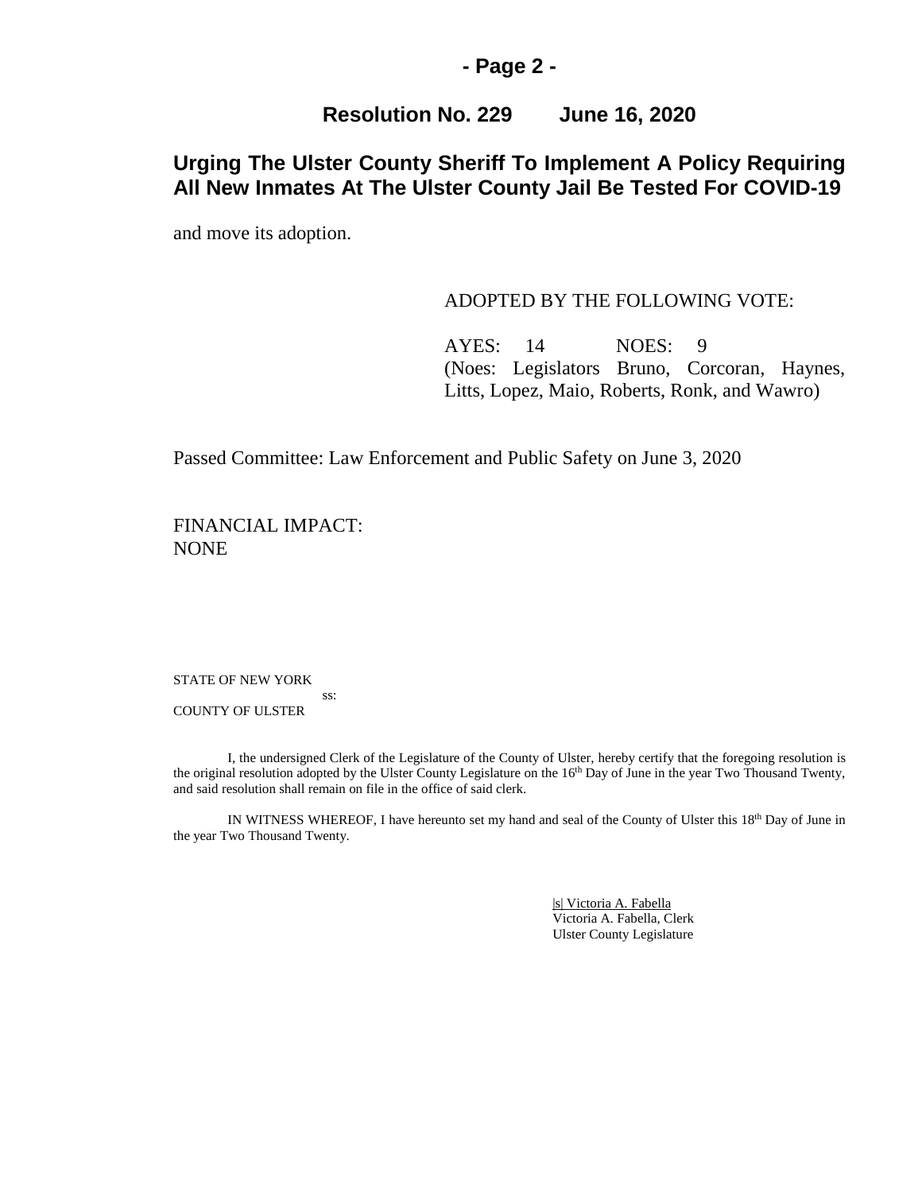**Resolution No. 229 June 16, 2020**

## Urging The Ulster County Sheriff To Implement A Policy Requiring All New Inmates At The Ulster County Jail Be Tested For COVID-19

and move its adoption.

ADOPTED BY THE FOLLOWING VOTE:

AYES: 14 NOES: 9
(Noes: Legislators Bruno, Corcoran, Haynes, Litts, Lopez, Maio, Roberts, Ronk, and Wawro)

Passed Committee: Law Enforcement and Public Safety on June 3, 2020

FINANCIAL IMPACT:
NONE

STATE OF NEW YORK
ss:
COUNTY OF ULSTER

I, the undersigned Clerk of the Legislature of the County of Ulster, hereby certify that the foregoing resolution is the original resolution adopted by the Ulster County Legislature on the 16th Day of June in the year Two Thousand Twenty, and said resolution shall remain on file in the office of said clerk.

IN WITNESS WHEREOF, I have hereunto set my hand and seal of the County of Ulster this 18th Day of June in the year Two Thousand Twenty.

|s| Victoria A. Fabella
Victoria A. Fabella, Clerk
Ulster County Legislature